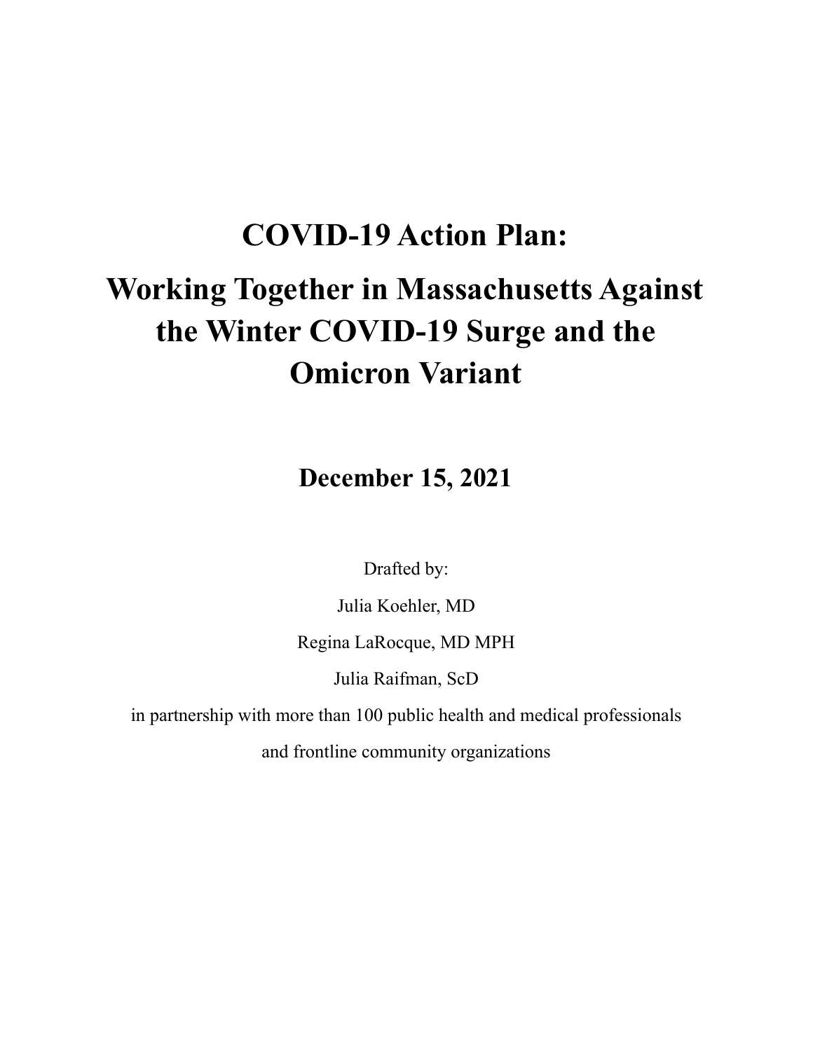# COVID-19 Action Plan:

# Working Together in Massachusetts Against the Winter COVID-19 Surge and the Omicron Variant

## December 15, 2021

Drafted by:

Julia Koehler, MD

Regina LaRocque, MD MPH

Julia Raifman, ScD

in partnership with more than 100 public health and medical professionals

and frontline community organizations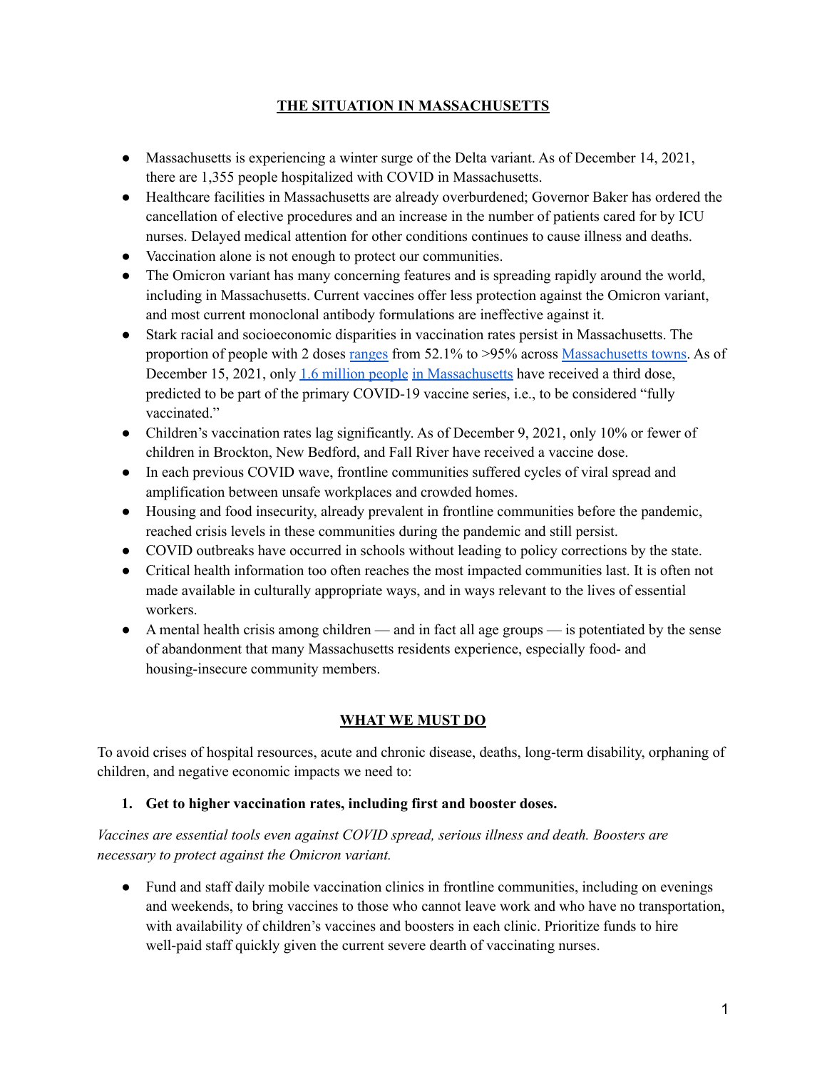## THE SITUATION IN MASSACHUSETTS

- Massachusetts is experiencing a winter surge of the Delta variant. As of December 14, 2021, there are 1,355 people hospitalized with COVID in Massachusetts.
- Healthcare facilities in Massachusetts are already overburdened; Governor Baker has ordered the cancellation of elective procedures and an increase in the number of patients cared for by ICU nurses. Delayed medical attention for other conditions continues to cause illness and deaths.
- Vaccination alone is not enough to protect our communities.
- The Omicron variant has many concerning features and is spreading rapidly around the world, including in Massachusetts. Current vaccines offer less protection against the Omicron variant, and most current monoclonal antibody formulations are ineffective against it.
- Stark racial and socioeconomic disparities in vaccination rates persist in Massachusetts. The proportion of people with 2 doses ranges from 52.1% to >95% across Massachusetts towns. As of December 15, 2021, only 1.6 million people in Massachusetts have received a third dose, predicted to be part of the primary COVID-19 vaccine series, i.e., to be considered "fully vaccinated."
- Children's vaccination rates lag significantly. As of December 9, 2021, only 10% or fewer of children in Brockton, New Bedford, and Fall River have received a vaccine dose.
- In each previous COVID wave, frontline communities suffered cycles of viral spread and amplification between unsafe workplaces and crowded homes.
- Housing and food insecurity, already prevalent in frontline communities before the pandemic, reached crisis levels in these communities during the pandemic and still persist.
- COVID outbreaks have occurred in schools without leading to policy corrections by the state.
- Critical health information too often reaches the most impacted communities last. It is often not made available in culturally appropriate ways, and in ways relevant to the lives of essential workers.
- A mental health crisis among children — and in fact all age groups — is potentiated by the sense of abandonment that many Massachusetts residents experience, especially food- and housing-insecure community members.

## WHAT WE MUST DO

To avoid crises of hospital resources, acute and chronic disease, deaths, long-term disability, orphaning of children, and negative economic impacts we need to:

### 1. Get to higher vaccination rates, including first and booster doses.

*Vaccines are essential tools even against COVID spread, serious illness and death. Boosters are necessary to protect against the Omicron variant.*

- Fund and staff daily mobile vaccination clinics in frontline communities, including on evenings and weekends, to bring vaccines to those who cannot leave work and who have no transportation, with availability of children's vaccines and boosters in each clinic. Prioritize funds to hire well-paid staff quickly given the current severe dearth of vaccinating nurses.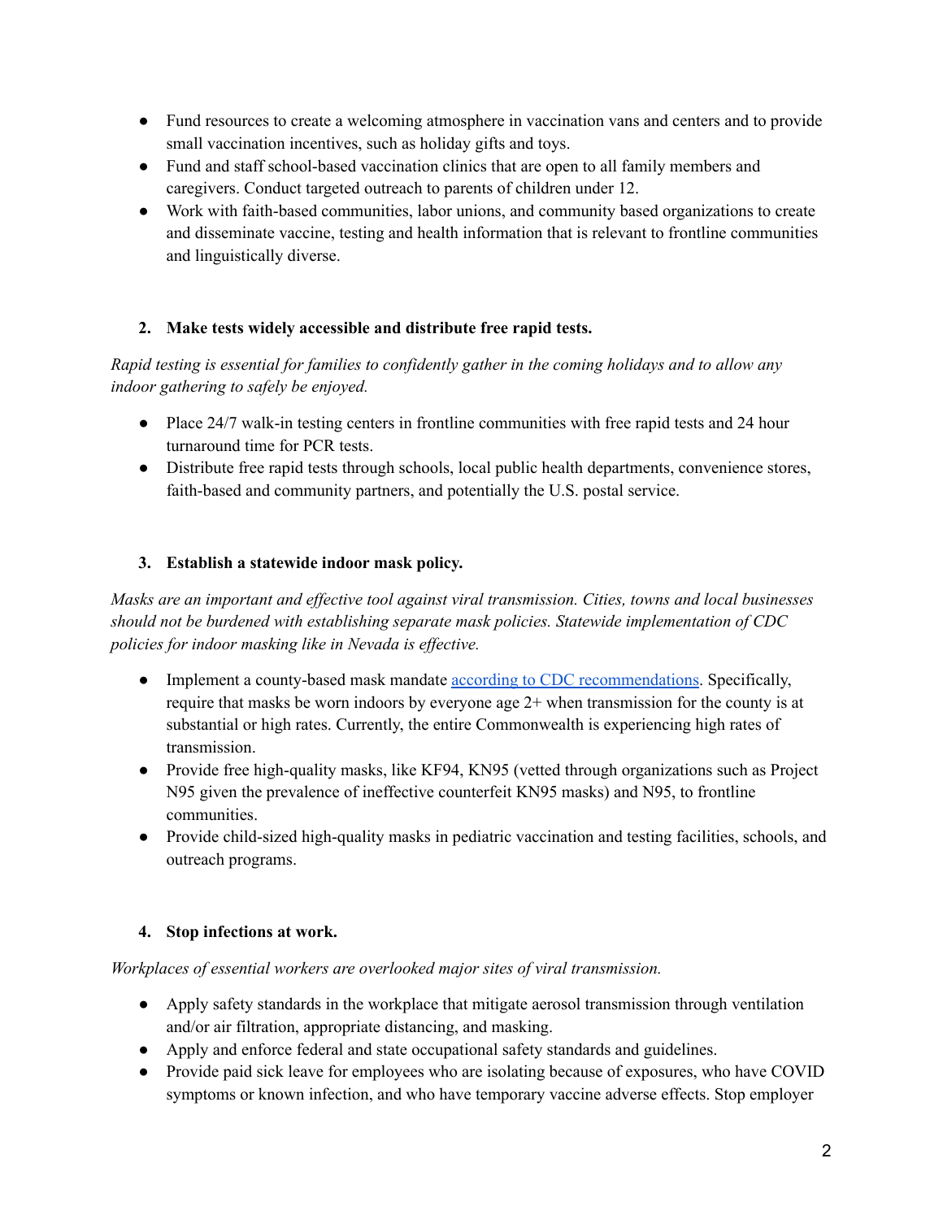- Fund resources to create a welcoming atmosphere in vaccination vans and centers and to provide small vaccination incentives, such as holiday gifts and toys.
- Fund and staff school-based vaccination clinics that are open to all family members and caregivers. Conduct targeted outreach to parents of children under 12.
- Work with faith-based communities, labor unions, and community based organizations to create and disseminate vaccine, testing and health information that is relevant to frontline communities and linguistically diverse.

2. **Make tests widely accessible and distribute free rapid tests.**

*Rapid testing is essential for families to confidently gather in the coming holidays and to allow any indoor gathering to safely be enjoyed.*

- Place 24/7 walk-in testing centers in frontline communities with free rapid tests and 24 hour turnaround time for PCR tests.
- Distribute free rapid tests through schools, local public health departments, convenience stores, faith-based and community partners, and potentially the U.S. postal service.

3. **Establish a statewide indoor mask policy.**

*Masks are an important and effective tool against viral transmission. Cities, towns and local businesses should not be burdened with establishing separate mask policies. Statewide implementation of CDC policies for indoor masking like in Nevada is effective.*

- Implement a county-based mask mandate according to CDC recommendations. Specifically, require that masks be worn indoors by everyone age 2+ when transmission for the county is at substantial or high rates. Currently, the entire Commonwealth is experiencing high rates of transmission.
- Provide free high-quality masks, like KF94, KN95 (vetted through organizations such as Project N95 given the prevalence of ineffective counterfeit KN95 masks) and N95, to frontline communities.
- Provide child-sized high-quality masks in pediatric vaccination and testing facilities, schools, and outreach programs.

4. **Stop infections at work.**

*Workplaces of essential workers are overlooked major sites of viral transmission.*

- Apply safety standards in the workplace that mitigate aerosol transmission through ventilation and/or air filtration, appropriate distancing, and masking.
- Apply and enforce federal and state occupational safety standards and guidelines.
- Provide paid sick leave for employees who are isolating because of exposures, who have COVID symptoms or known infection, and who have temporary vaccine adverse effects. Stop employer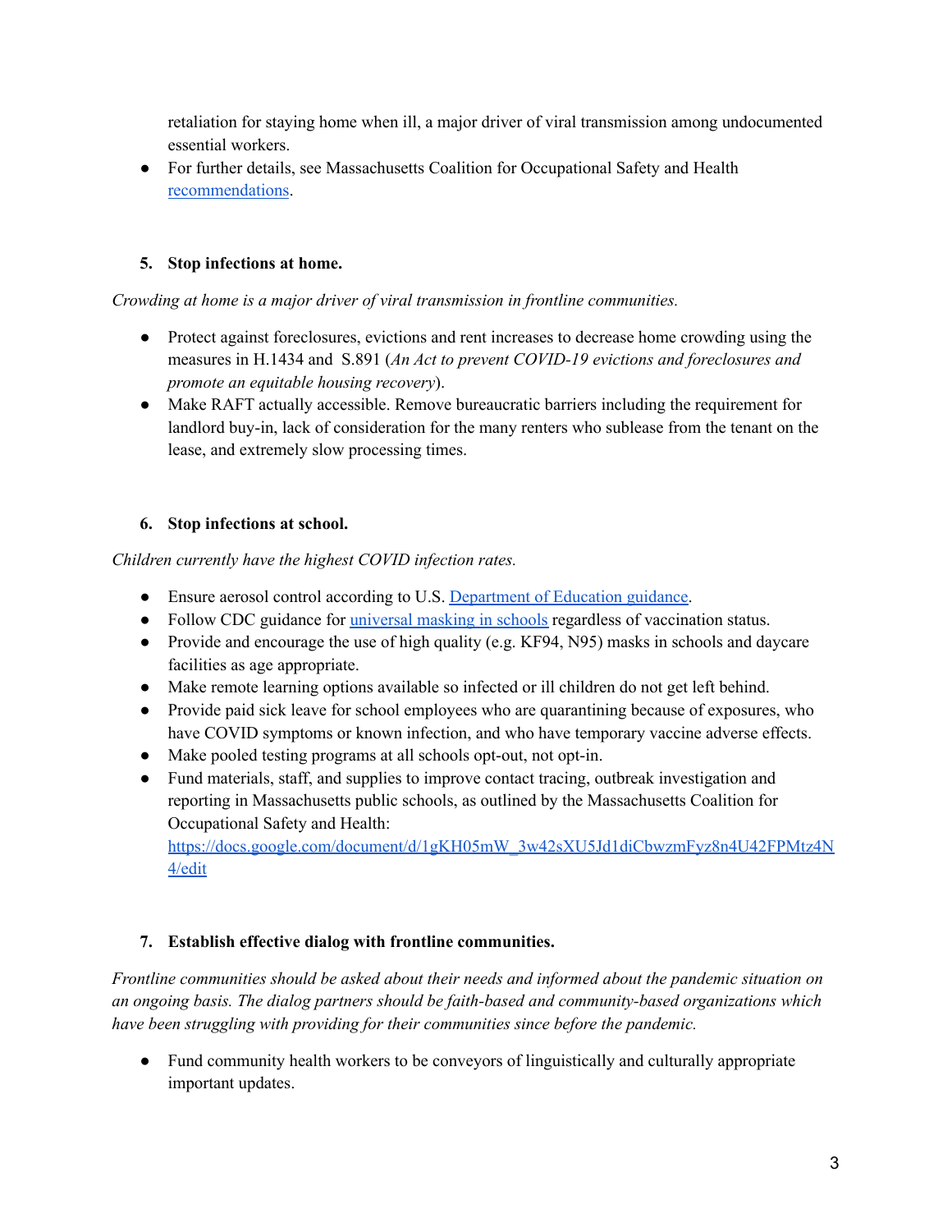retaliation for staying home when ill, a major driver of viral transmission among undocumented essential workers.

- For further details, see Massachusetts Coalition for Occupational Safety and Health [recommendations](recommendations).

**5. Stop infections at home.**

*Crowding at home is a major driver of viral transmission in frontline communities.*

- Protect against foreclosures, evictions and rent increases to decrease home crowding using the measures in H.1434 and S.891 (*An Act to prevent COVID-19 evictions and foreclosures and promote an equitable housing recovery*).
- Make RAFT actually accessible. Remove bureaucratic barriers including the requirement for landlord buy-in, lack of consideration for the many renters who sublease from the tenant on the lease, and extremely slow processing times.

**6. Stop infections at school.**

*Children currently have the highest COVID infection rates.*

- Ensure aerosol control according to U.S. Department of Education guidance.
- Follow CDC guidance for universal masking in schools regardless of vaccination status.
- Provide and encourage the use of high quality (e.g. KF94, N95) masks in schools and daycare facilities as age appropriate.
- Make remote learning options available so infected or ill children do not get left behind.
- Provide paid sick leave for school employees who are quarantining because of exposures, who have COVID symptoms or known infection, and who have temporary vaccine adverse effects.
- Make pooled testing programs at all schools opt-out, not opt-in.
- Fund materials, staff, and supplies to improve contact tracing, outbreak investigation and reporting in Massachusetts public schools, as outlined by the Massachusetts Coalition for Occupational Safety and Health: https://docs.google.com/document/d/1gKH05mW_3w42sXU5Jd1diCbwzmFyz8n4U42FPMtz4N4/edit

**7. Establish effective dialog with frontline communities.**

*Frontline communities should be asked about their needs and informed about the pandemic situation on an ongoing basis. The dialog partners should be faith-based and community-based organizations which have been struggling with providing for their communities since before the pandemic.*

- Fund community health workers to be conveyors of linguistically and culturally appropriate important updates.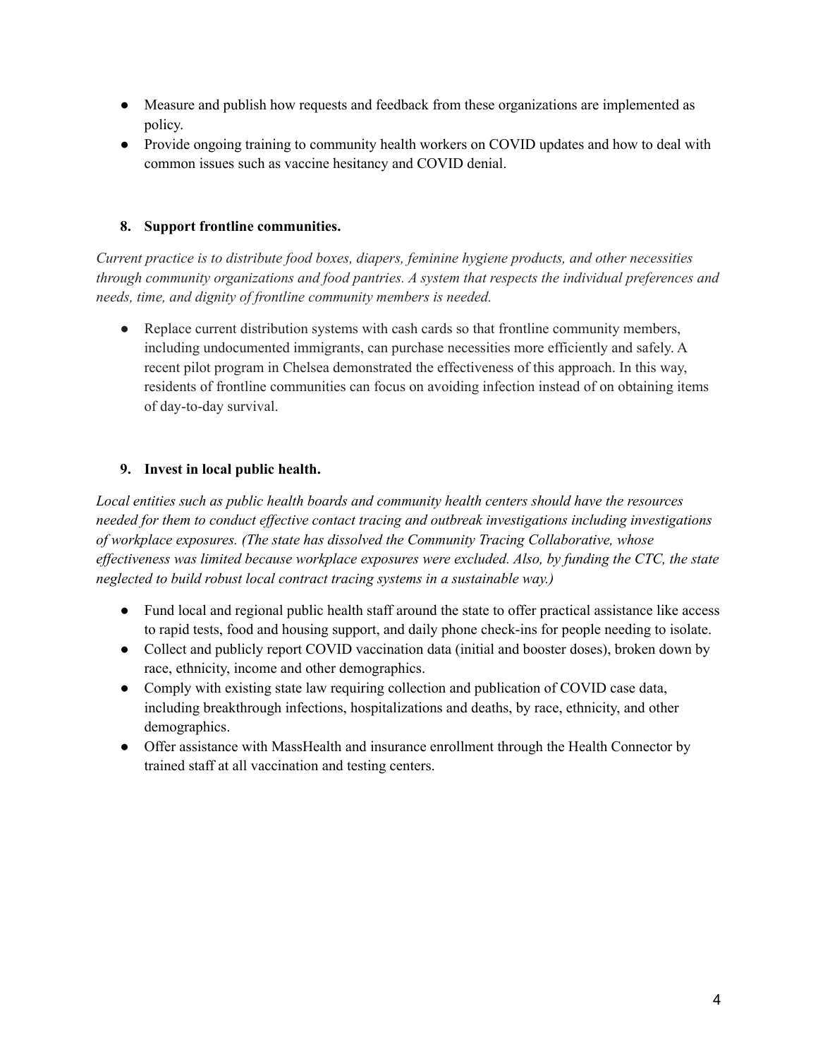- Measure and publish how requests and feedback from these organizations are implemented as policy.
- Provide ongoing training to community health workers on COVID updates and how to deal with common issues such as vaccine hesitancy and COVID denial.

**8. Support frontline communities.**

*Current practice is to distribute food boxes, diapers, feminine hygiene products, and other necessities through community organizations and food pantries. A system that respects the individual preferences and needs, time, and dignity of frontline community members is needed.*

- Replace current distribution systems with cash cards so that frontline community members, including undocumented immigrants, can purchase necessities more efficiently and safely. A recent pilot program in Chelsea demonstrated the effectiveness of this approach. In this way, residents of frontline communities can focus on avoiding infection instead of on obtaining items of day-to-day survival.

**9. Invest in local public health.**

*Local entities such as public health boards and community health centers should have the resources needed for them to conduct effective contact tracing and outbreak investigations including investigations of workplace exposures. (The state has dissolved the Community Tracing Collaborative, whose effectiveness was limited because workplace exposures were excluded. Also, by funding the CTC, the state neglected to build robust local contract tracing systems in a sustainable way.)*

- Fund local and regional public health staff around the state to offer practical assistance like access to rapid tests, food and housing support, and daily phone check-ins for people needing to isolate.
- Collect and publicly report COVID vaccination data (initial and booster doses), broken down by race, ethnicity, income and other demographics.
- Comply with existing state law requiring collection and publication of COVID case data, including breakthrough infections, hospitalizations and deaths, by race, ethnicity, and other demographics.
- Offer assistance with MassHealth and insurance enrollment through the Health Connector by trained staff at all vaccination and testing centers.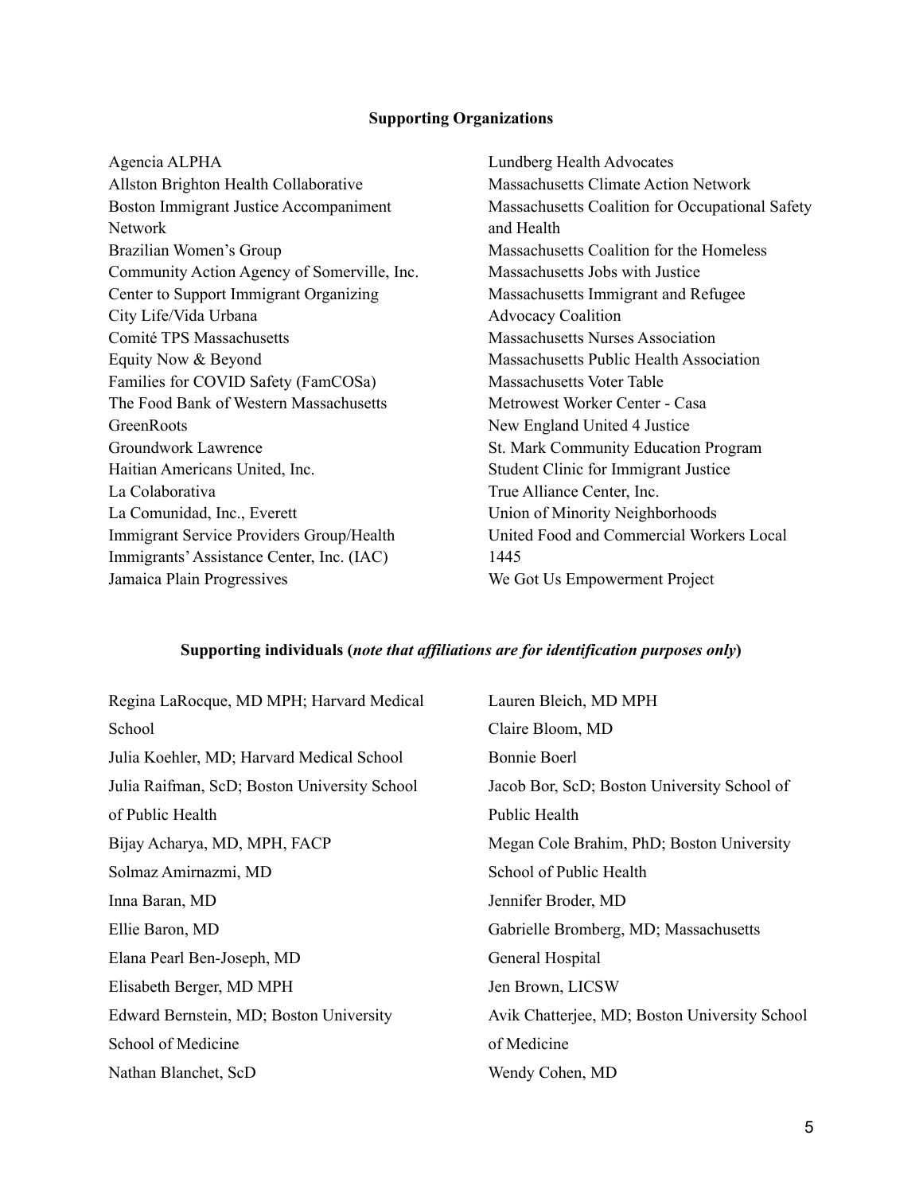**Supporting Organizations**

Agencia ALPHA
Allston Brighton Health Collaborative
Boston Immigrant Justice Accompaniment Network
Brazilian Women's Group
Community Action Agency of Somerville, Inc.
Center to Support Immigrant Organizing
City Life/Vida Urbana
Comité TPS Massachusetts
Equity Now & Beyond
Families for COVID Safety (FamCOSa)
The Food Bank of Western Massachusetts
GreenRoots
Groundwork Lawrence
Haitian Americans United, Inc.
La Colaborativa
La Comunidad, Inc., Everett
Immigrant Service Providers Group/Health
Immigrants' Assistance Center, Inc. (IAC)
Jamaica Plain Progressives
Lundberg Health Advocates
Massachusetts Climate Action Network
Massachusetts Coalition for Occupational Safety and Health
Massachusetts Coalition for the Homeless
Massachusetts Jobs with Justice
Massachusetts Immigrant and Refugee Advocacy Coalition
Massachusetts Nurses Association
Massachusetts Public Health Association
Massachusetts Voter Table
Metrowest Worker Center - Casa
New England United 4 Justice
St. Mark Community Education Program
Student Clinic for Immigrant Justice
True Alliance Center, Inc.
Union of Minority Neighborhoods
United Food and Commercial Workers Local 1445
We Got Us Empowerment Project

**Supporting individuals (*note that affiliations are for identification purposes only*)**

Regina LaRocque, MD MPH; Harvard Medical School
Julia Koehler, MD; Harvard Medical School
Julia Raifman, ScD; Boston University School of Public Health
Bijay Acharya, MD, MPH, FACP
Solmaz Amirnazmi, MD
Inna Baran, MD
Ellie Baron, MD
Elana Pearl Ben-Joseph, MD
Elisabeth Berger, MD MPH
Edward Bernstein, MD; Boston University School of Medicine
Nathan Blanchet, ScD
Lauren Bleich, MD MPH
Claire Bloom, MD
Bonnie Boerl
Jacob Bor, ScD; Boston University School of Public Health
Megan Cole Brahim, PhD; Boston University School of Public Health
Jennifer Broder, MD
Gabrielle Bromberg, MD; Massachusetts General Hospital
Jen Brown, LICSW
Avik Chatterjee, MD; Boston University School of Medicine
Wendy Cohen, MD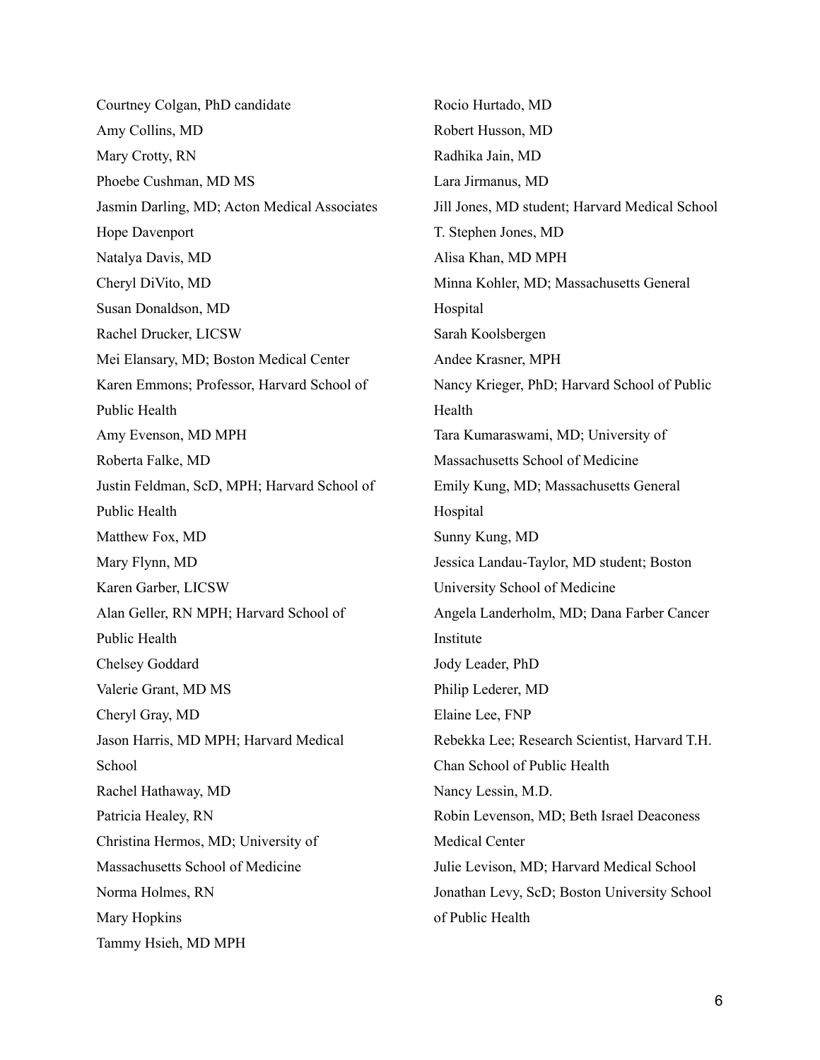Courtney Colgan, PhD candidate
Amy Collins, MD
Mary Crotty, RN
Phoebe Cushman, MD MS
Jasmin Darling, MD; Acton Medical Associates
Hope Davenport
Natalya Davis, MD
Cheryl DiVito, MD
Susan Donaldson, MD
Rachel Drucker, LICSW
Mei Elansary, MD; Boston Medical Center
Karen Emmons; Professor, Harvard School of Public Health
Amy Evenson, MD MPH
Roberta Falke, MD
Justin Feldman, ScD, MPH; Harvard School of Public Health
Matthew Fox, MD
Mary Flynn, MD
Karen Garber, LICSW
Alan Geller, RN MPH; Harvard School of Public Health
Chelsey Goddard
Valerie Grant, MD MS
Cheryl Gray, MD
Jason Harris, MD MPH; Harvard Medical School
Rachel Hathaway, MD
Patricia Healey, RN
Christina Hermos, MD; University of Massachusetts School of Medicine
Norma Holmes, RN
Mary Hopkins
Tammy Hsieh, MD MPH
Rocio Hurtado, MD
Robert Husson, MD
Radhika Jain, MD
Lara Jirmanus, MD
Jill Jones, MD student; Harvard Medical School
T. Stephen Jones, MD
Alisa Khan, MD MPH
Minna Kohler, MD; Massachusetts General Hospital
Sarah Koolsbergen
Andee Krasner, MPH
Nancy Krieger, PhD; Harvard School of Public Health
Tara Kumaraswami, MD; University of Massachusetts School of Medicine
Emily Kung, MD; Massachusetts General Hospital
Sunny Kung, MD
Jessica Landau-Taylor, MD student; Boston University School of Medicine
Angela Landerholm, MD; Dana Farber Cancer Institute
Jody Leader, PhD
Philip Lederer, MD
Elaine Lee, FNP
Rebekka Lee; Research Scientist, Harvard T.H. Chan School of Public Health
Nancy Lessin, M.D.
Robin Levenson, MD; Beth Israel Deaconess Medical Center
Julie Levison, MD; Harvard Medical School
Jonathan Levy, ScD; Boston University School of Public Health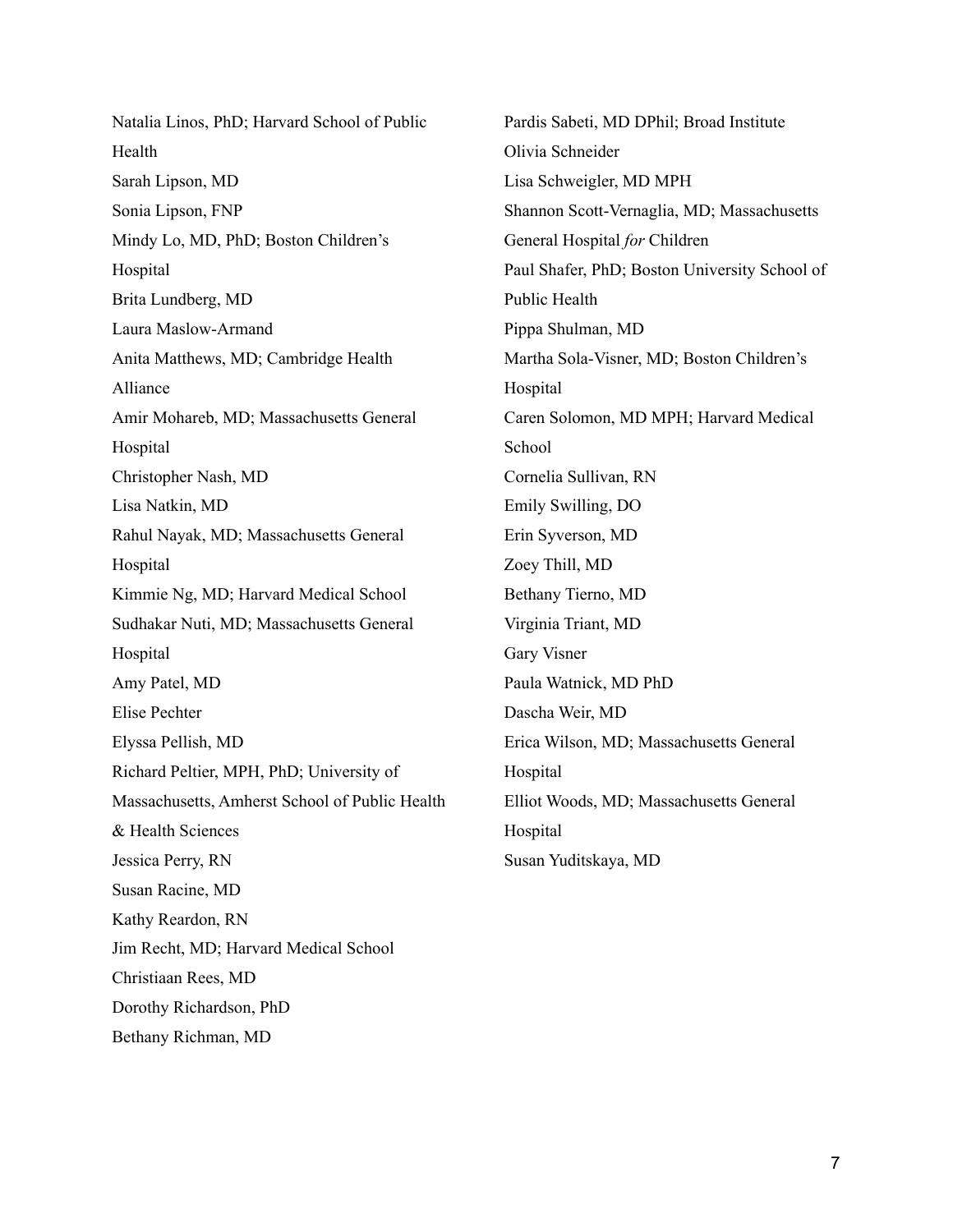Natalia Linos, PhD; Harvard School of Public Health
Sarah Lipson, MD
Sonia Lipson, FNP
Mindy Lo, MD, PhD; Boston Children's Hospital
Brita Lundberg, MD
Laura Maslow-Armand
Anita Matthews, MD; Cambridge Health Alliance
Amir Mohareb, MD; Massachusetts General Hospital
Christopher Nash, MD
Lisa Natkin, MD
Rahul Nayak, MD; Massachusetts General Hospital
Kimmie Ng, MD; Harvard Medical School
Sudhakar Nuti, MD; Massachusetts General Hospital
Amy Patel, MD
Elise Pechter
Elyssa Pellish, MD
Richard Peltier, MPH, PhD; University of Massachusetts, Amherst School of Public Health & Health Sciences
Jessica Perry, RN
Susan Racine, MD
Kathy Reardon, RN
Jim Recht, MD; Harvard Medical School
Christiaan Rees, MD
Dorothy Richardson, PhD
Bethany Richman, MD
Pardis Sabeti, MD DPhil; Broad Institute
Olivia Schneider
Lisa Schweigler, MD MPH
Shannon Scott-Vernaglia, MD; Massachusetts General Hospital *for* Children
Paul Shafer, PhD; Boston University School of Public Health
Pippa Shulman, MD
Martha Sola-Visner, MD; Boston Children's Hospital
Caren Solomon, MD MPH; Harvard Medical School
Cornelia Sullivan, RN
Emily Swilling, DO
Erin Syverson, MD
Zoey Thill, MD
Bethany Tierno, MD
Virginia Triant, MD
Gary Visner
Paula Watnick, MD PhD
Dascha Weir, MD
Erica Wilson, MD; Massachusetts General Hospital
Elliot Woods, MD; Massachusetts General Hospital
Susan Yuditskaya, MD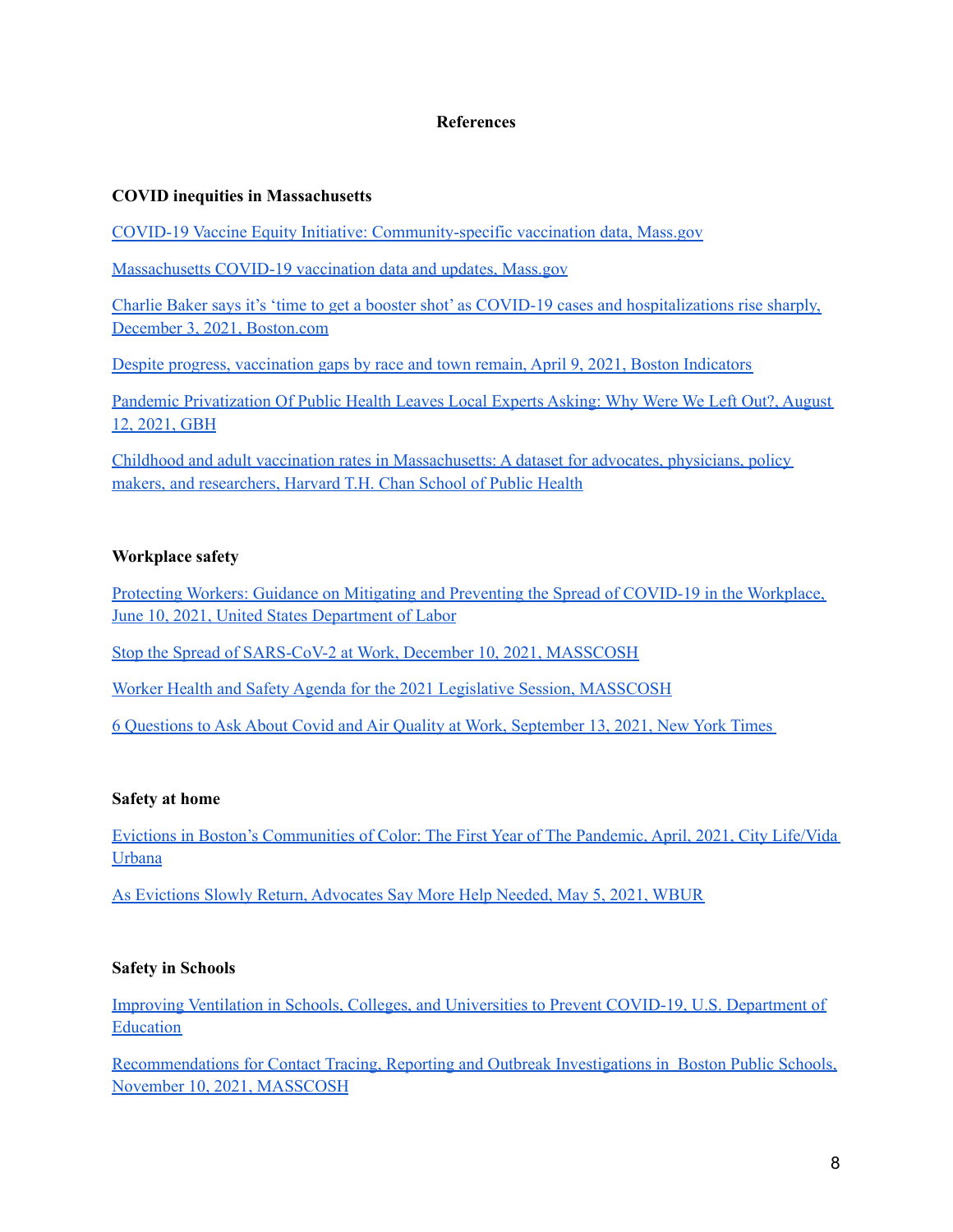## References

### COVID inequities in Massachusetts

COVID-19 Vaccine Equity Initiative: Community-specific vaccination data, Mass.gov

Massachusetts COVID-19 vaccination data and updates, Mass.gov

Charlie Baker says it's 'time to get a booster shot' as COVID-19 cases and hospitalizations rise sharply, December 3, 2021, Boston.com

Despite progress, vaccination gaps by race and town remain, April 9, 2021, Boston Indicators

Pandemic Privatization Of Public Health Leaves Local Experts Asking: Why Were We Left Out?, August 12, 2021, GBH

Childhood and adult vaccination rates in Massachusetts: A dataset for advocates, physicians, policy makers, and researchers, Harvard T.H. Chan School of Public Health

### Workplace safety

Protecting Workers: Guidance on Mitigating and Preventing the Spread of COVID-19 in the Workplace, June 10, 2021, United States Department of Labor

Stop the Spread of SARS-CoV-2 at Work, December 10, 2021, MASSCOSH

Worker Health and Safety Agenda for the 2021 Legislative Session, MASSCOSH

6 Questions to Ask About Covid and Air Quality at Work, September 13, 2021, New York Times

### Safety at home

Evictions in Boston's Communities of Color: The First Year of The Pandemic, April, 2021, City Life/Vida Urbana

As Evictions Slowly Return, Advocates Say More Help Needed, May 5, 2021, WBUR

### Safety in Schools

Improving Ventilation in Schools, Colleges, and Universities to Prevent COVID-19, U.S. Department of Education

Recommendations for Contact Tracing, Reporting and Outbreak Investigations in Boston Public Schools, November 10, 2021, MASSCOSH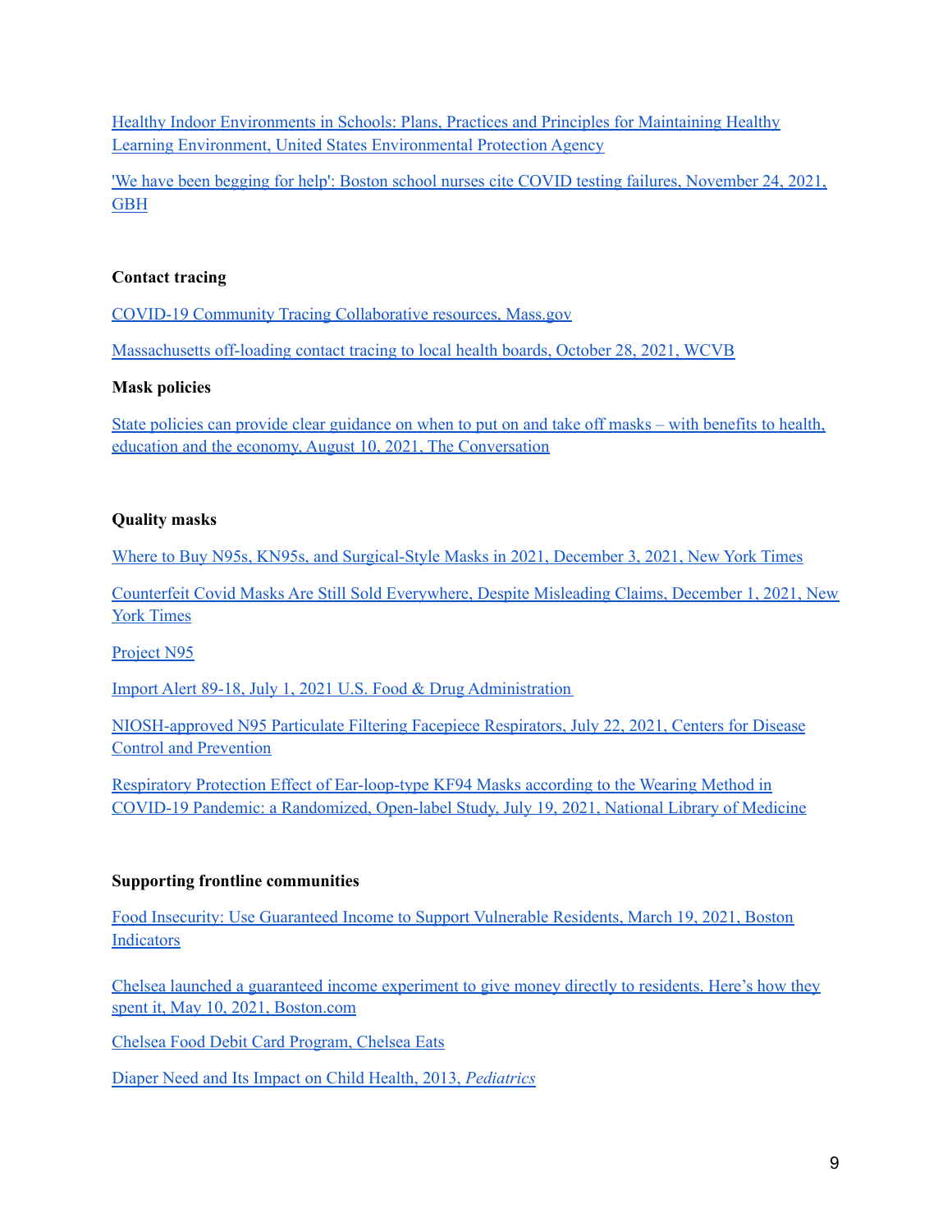Healthy Indoor Environments in Schools: Plans, Practices and Principles for Maintaining Healthy Learning Environment, United States Environmental Protection Agency

'We have been begging for help': Boston school nurses cite COVID testing failures, November 24, 2021, GBH

**Contact tracing**

COVID-19 Community Tracing Collaborative resources, Mass.gov

Massachusetts off-loading contact tracing to local health boards, October 28, 2021, WCVB

**Mask policies**

State policies can provide clear guidance on when to put on and take off masks – with benefits to health, education and the economy, August 10, 2021, The Conversation

**Quality masks**

Where to Buy N95s, KN95s, and Surgical-Style Masks in 2021, December 3, 2021, New York Times

Counterfeit Covid Masks Are Still Sold Everywhere, Despite Misleading Claims, December 1, 2021, New York Times

Project N95

Import Alert 89-18, July 1, 2021 U.S. Food & Drug Administration

NIOSH-approved N95 Particulate Filtering Facepiece Respirators, July 22, 2021, Centers for Disease Control and Prevention

Respiratory Protection Effect of Ear-loop-type KF94 Masks according to the Wearing Method in COVID-19 Pandemic: a Randomized, Open-label Study, July 19, 2021, National Library of Medicine

**Supporting frontline communities**

Food Insecurity: Use Guaranteed Income to Support Vulnerable Residents, March 19, 2021, Boston Indicators

Chelsea launched a guaranteed income experiment to give money directly to residents. Here's how they spent it, May 10, 2021, Boston.com

Chelsea Food Debit Card Program, Chelsea Eats

Diaper Need and Its Impact on Child Health, 2013, *Pediatrics*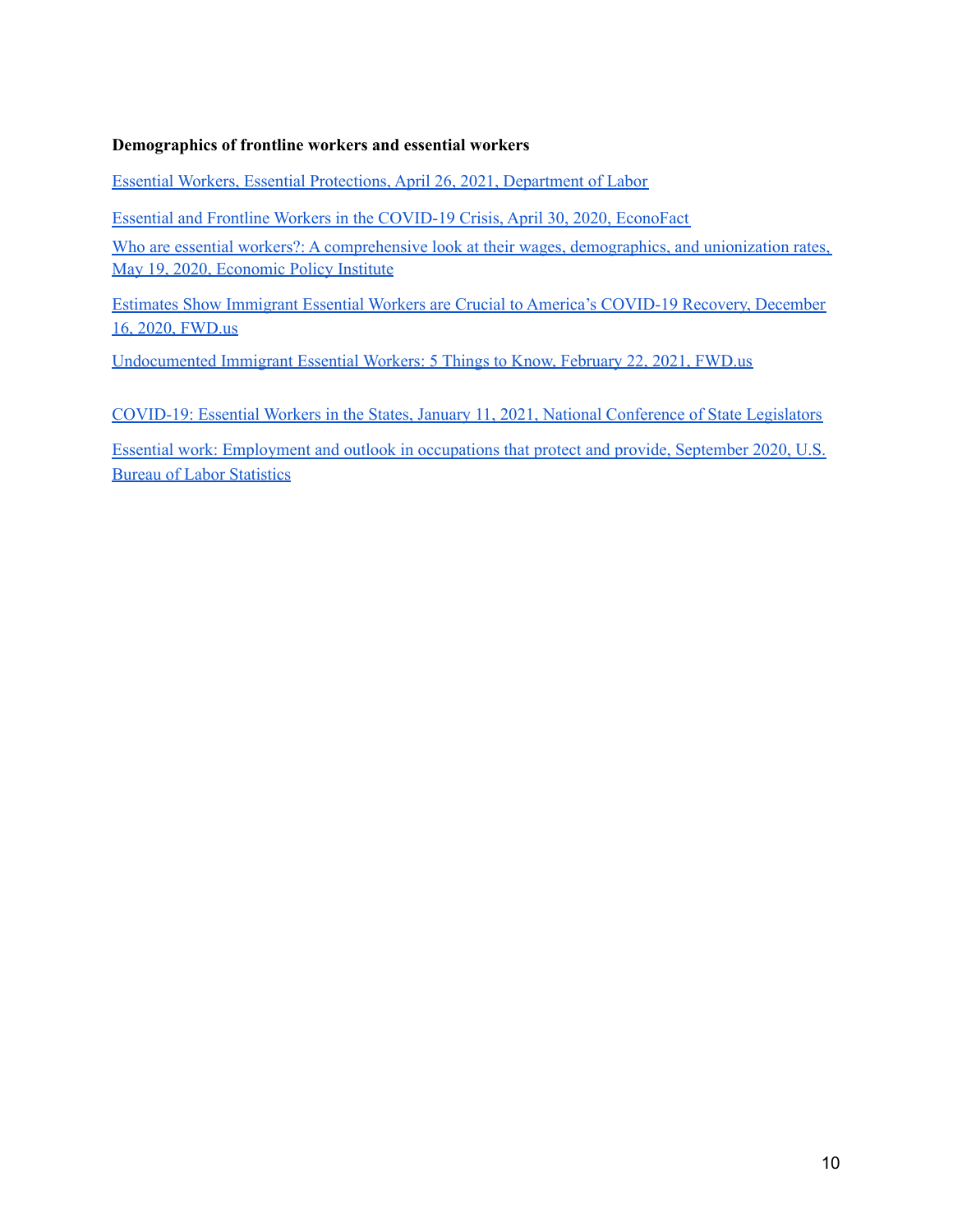**Demographics of frontline workers and essential workers**

Essential Workers, Essential Protections, April 26, 2021, Department of Labor

Essential and Frontline Workers in the COVID-19 Crisis, April 30, 2020, EconoFact

Who are essential workers?: A comprehensive look at their wages, demographics, and unionization rates, May 19, 2020, Economic Policy Institute

Estimates Show Immigrant Essential Workers are Crucial to America's COVID-19 Recovery, December 16, 2020, FWD.us

Undocumented Immigrant Essential Workers: 5 Things to Know, February 22, 2021, FWD.us

COVID-19: Essential Workers in the States, January 11, 2021, National Conference of State Legislators

Essential work: Employment and outlook in occupations that protect and provide, September 2020, U.S. Bureau of Labor Statistics